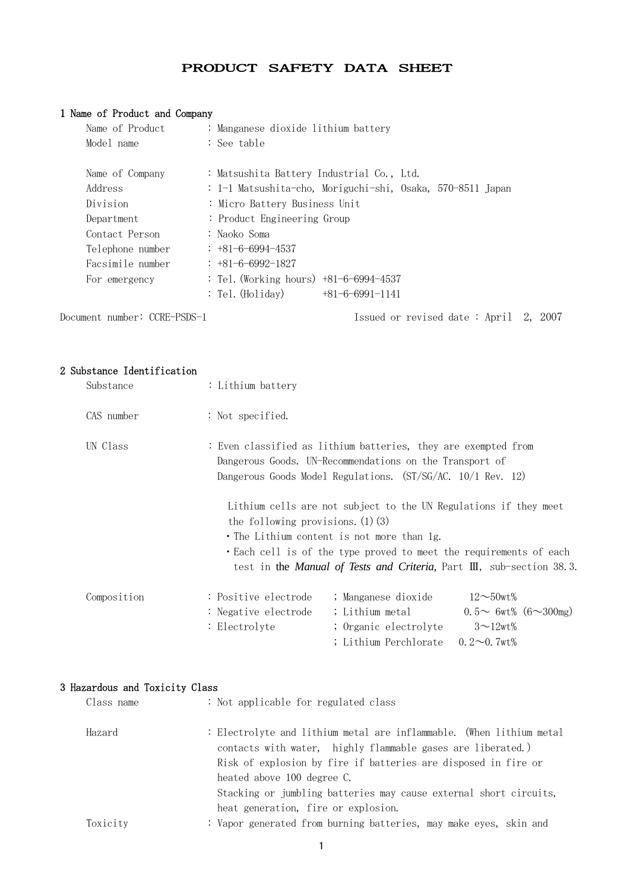# PRODUCT SAFETY DATA SHEET

## 1 Name of Product and Company

| | |
|---|---|
| Name of Product | : Manganese dioxide lithium battery |
| Model name | : See table |
| | |
| Name of Company | : Matsushita Battery Industrial Co., Ltd. |
| Address | : 1-1 Matsushita-cho, Moriguchi-shi, Osaka, 570-8511 Japan |
| Division | : Micro Battery Business Unit |
| Department | : Product Engineering Group |
| Contact Person | : Naoko Soma |
| Telephone number | : +81-6-6994-4537 |
| Facsimile number | : +81-6-6992-1827 |
| For emergency | : Tel.(Working hours) +81-6-6994-4537 |
| | : Tel.(Holiday) +81-6-6991-1141 |

Document number: CCRE-PSDS-1 Issued or revised date : April 2, 2007

## 2 Substance Identification

Substance : Lithium battery

CAS number : Not specified.

UN Class : Even classified as lithium batteries, they are exempted from Dangerous Goods. UN-Recommendations on the Transport of Dangerous Goods Model Regulations. (ST/SG/AC. 10/1 Rev. 12)

Lithium cells are not subject to the UN Regulations if they meet the following provisions.(1)(3)

- The Lithium content is not more than 1g.
- Each cell is of the type proved to meet the requirements of each test in the *Manual of Tests and Criteria*, Part Ⅲ, sub-section 38.3.

Composition

| | | | |
|---|---|---|---|
| : Positive electrode | ; Manganese dioxide | 12～50wt% | |
| : Negative electrode | ; Lithium metal | 0.5～ 6wt% | (6～300mg) |
| : Electrolyte | ; Organic electrolyte | 3～12wt% | |
| | ; Lithium Perchlorate | 0.2～0.7wt% | |

## 3 Hazardous and Toxicity Class

Class name : Not applicable for regulated class

Hazard : Electrolyte and lithium metal are inflammable. (When lithium metal contacts with water, highly flammable gases are liberated.) Risk of explosion by fire if batteries are disposed in fire or heated above 100 degree C. Stacking or jumbling batteries may cause external short circuits, heat generation, fire or explosion.

Toxicity : Vapor generated from burning batteries, may make eyes, skin and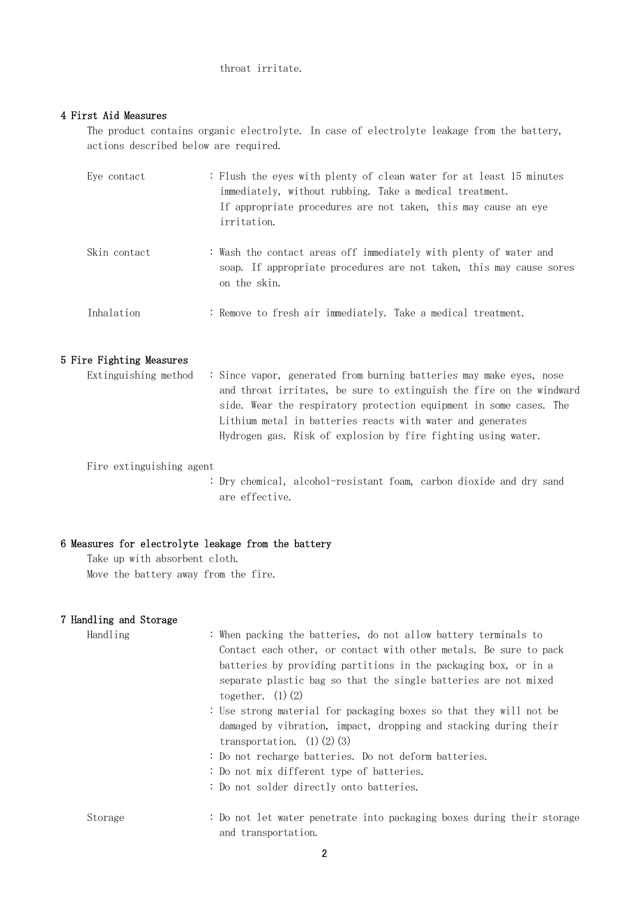throat irritate.

## 4 First Aid Measures

The product contains organic electrolyte. In case of electrolyte leakage from the battery, actions described below are required.

Eye contact : Flush the eyes with plenty of clean water for at least 15 minutes immediately, without rubbing. Take a medical treatment. If appropriate procedures are not taken, this may cause an eye irritation.

Skin contact : Wash the contact areas off immediately with plenty of water and soap. If appropriate procedures are not taken, this may cause sores on the skin.

Inhalation : Remove to fresh air immediately. Take a medical treatment.

## 5 Fire Fighting Measures

Extinguishing method : Since vapor, generated from burning batteries may make eyes, nose and throat irritates, be sure to extinguish the fire on the windward side. Wear the respiratory protection equipment in some cases. The Lithium metal in batteries reacts with water and generates Hydrogen gas. Risk of explosion by fire fighting using water.

Fire extinguishing agent : Dry chemical, alcohol-resistant foam, carbon dioxide and dry sand are effective.

## 6 Measures for electrolyte leakage from the battery

Take up with absorbent cloth.
Move the battery away from the fire.

## 7 Handling and Storage

Handling :
- When packing the batteries, do not allow battery terminals to Contact each other, or contact with other metals. Be sure to pack batteries by providing partitions in the packaging box, or in a separate plastic bag so that the single batteries are not mixed together. (1)(2)
- Use strong material for packaging boxes so that they will not be damaged by vibration, impact, dropping and stacking during their transportation. (1)(2)(3)
- Do not recharge batteries. Do not deform batteries.
- Do not mix different type of batteries.
- Do not solder directly onto batteries.

Storage : Do not let water penetrate into packaging boxes during their storage and transportation.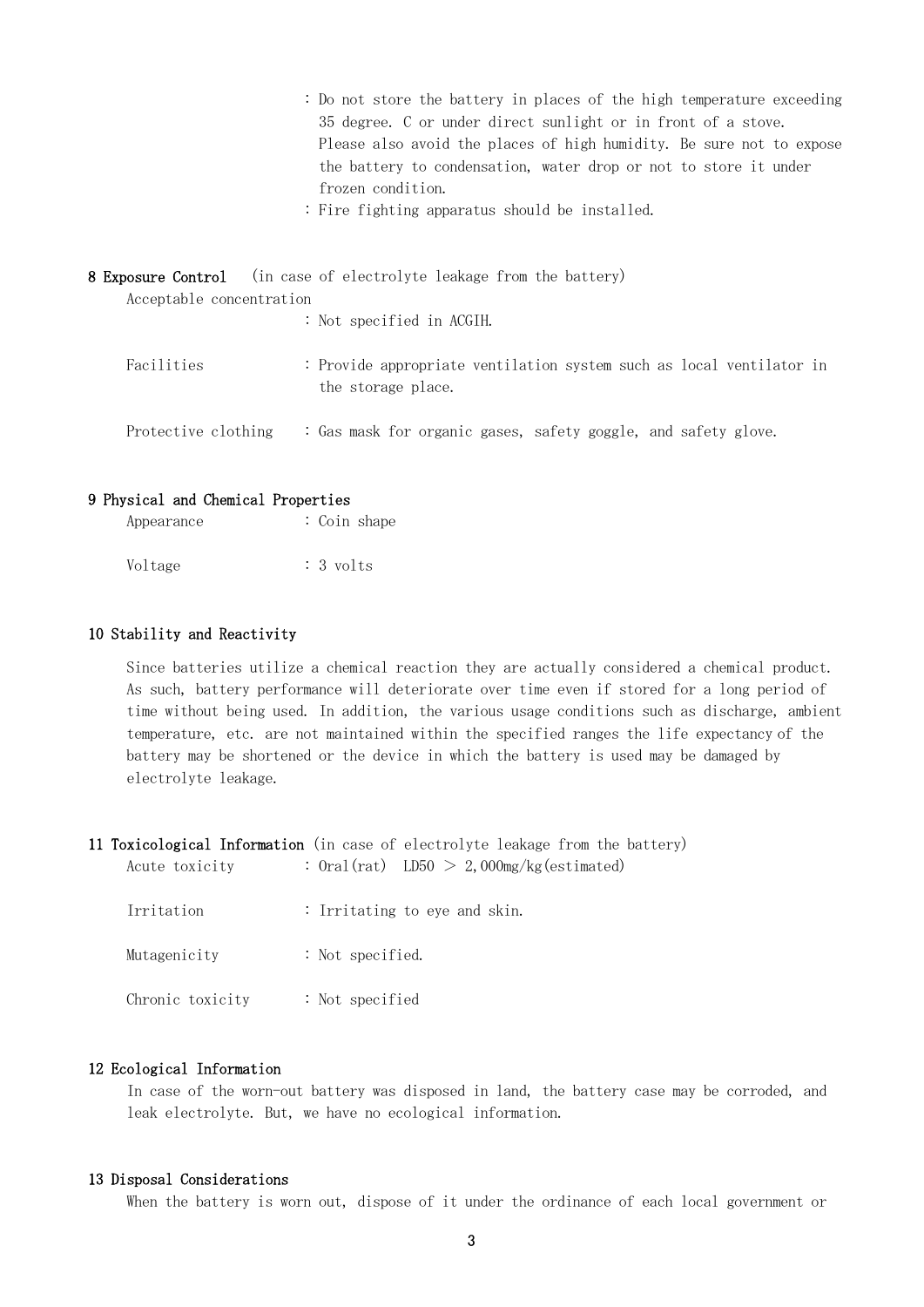: Do not store the battery in places of the high temperature exceeding 35 degree. C or under direct sunlight or in front of a stove. Please also avoid the places of high humidity. Be sure not to expose the battery to condensation, water drop or not to store it under frozen condition.

: Fire fighting apparatus should be installed.

## 8 Exposure Control (in case of electrolyte leakage from the battery)

Acceptable concentration

: Not specified in ACGIH.

Facilities : Provide appropriate ventilation system such as local ventilator in the storage place.

Protective clothing : Gas mask for organic gases, safety goggle, and safety glove.

## 9 Physical and Chemical Properties

Appearance : Coin shape

Voltage : 3 volts

## 10 Stability and Reactivity

Since batteries utilize a chemical reaction they are actually considered a chemical product. As such, battery performance will deteriorate over time even if stored for a long period of time without being used. In addition, the various usage conditions such as discharge, ambient temperature, etc. are not maintained within the specified ranges the life expectancy of the battery may be shortened or the device in which the battery is used may be damaged by electrolyte leakage.

## 11 Toxicological Information (in case of electrolyte leakage from the battery)

Acute toxicity : Oral(rat) LD50 ＞ 2,000mg/kg(estimated)

Irritation : Irritating to eye and skin.

Mutagenicity : Not specified.

Chronic toxicity : Not specified

## 12 Ecological Information

In case of the worn-out battery was disposed in land, the battery case may be corroded, and leak electrolyte. But, we have no ecological information.

## 13 Disposal Considerations

When the battery is worn out, dispose of it under the ordinance of each local government or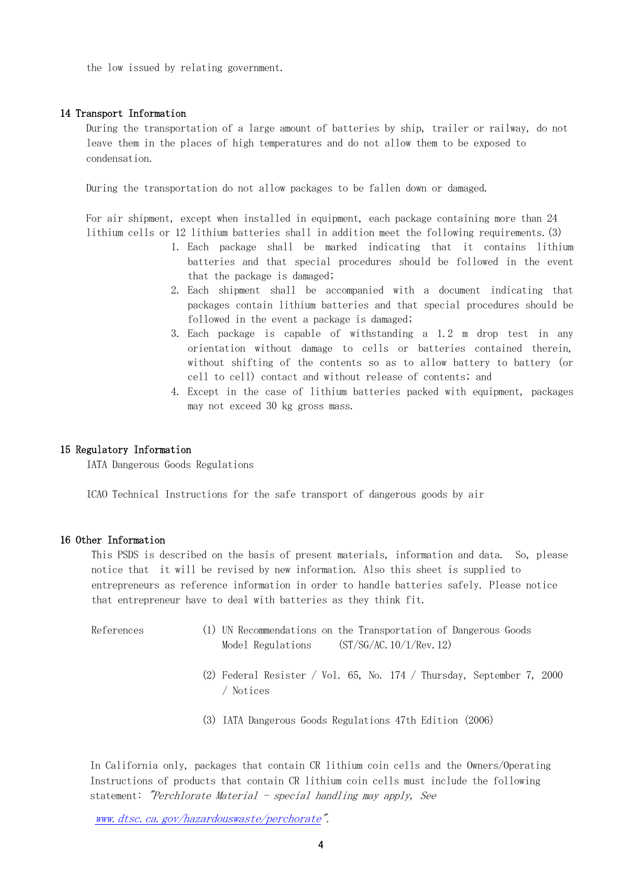the low issued by relating government.

## 14 Transport Information

During the transportation of a large amount of batteries by ship, trailer or railway, do not leave them in the places of high temperatures and do not allow them to be exposed to condensation.

During the transportation do not allow packages to be fallen down or damaged.

For air shipment, except when installed in equipment, each package containing more than 24 lithium cells or 12 lithium batteries shall in addition meet the following requirements.(3)

1. Each package shall be marked indicating that it contains lithium batteries and that special procedures should be followed in the event that the package is damaged;
2. Each shipment shall be accompanied with a document indicating that packages contain lithium batteries and that special procedures should be followed in the event a package is damaged;
3. Each package is capable of withstanding a 1.2 m drop test in any orientation without damage to cells or batteries contained therein, without shifting of the contents so as to allow battery to battery (or cell to cell) contact and without release of contents; and
4. Except in the case of lithium batteries packed with equipment, packages may not exceed 30 kg gross mass.

## 15 Regulatory Information

IATA Dangerous Goods Regulations

ICAO Technical Instructions for the safe transport of dangerous goods by air

## 16 Other Information

This PSDS is described on the basis of present materials, information and data. So, please notice that it will be revised by new information. Also this sheet is supplied to entrepreneurs as reference information in order to handle batteries safely. Please notice that entrepreneur have to deal with batteries as they think fit.

References

(1) UN Recommendations on the Transportation of Dangerous Goods Model Regulations (ST/SG/AC.10/1/Rev.12)

(2) Federal Resister / Vol. 65, No. 174 / Thursday, September 7, 2000 / Notices

(3) IATA Dangerous Goods Regulations 47th Edition (2006)

In California only, packages that contain CR lithium coin cells and the Owners/Operating Instructions of products that contain CR lithium coin cells must include the following statement: *"Perchlorate Material - special handling may apply, See [www.dtsc.ca.gov/hazardouswaste/perchlorate](www.dtsc.ca.gov/hazardouswaste/perchlorate)".*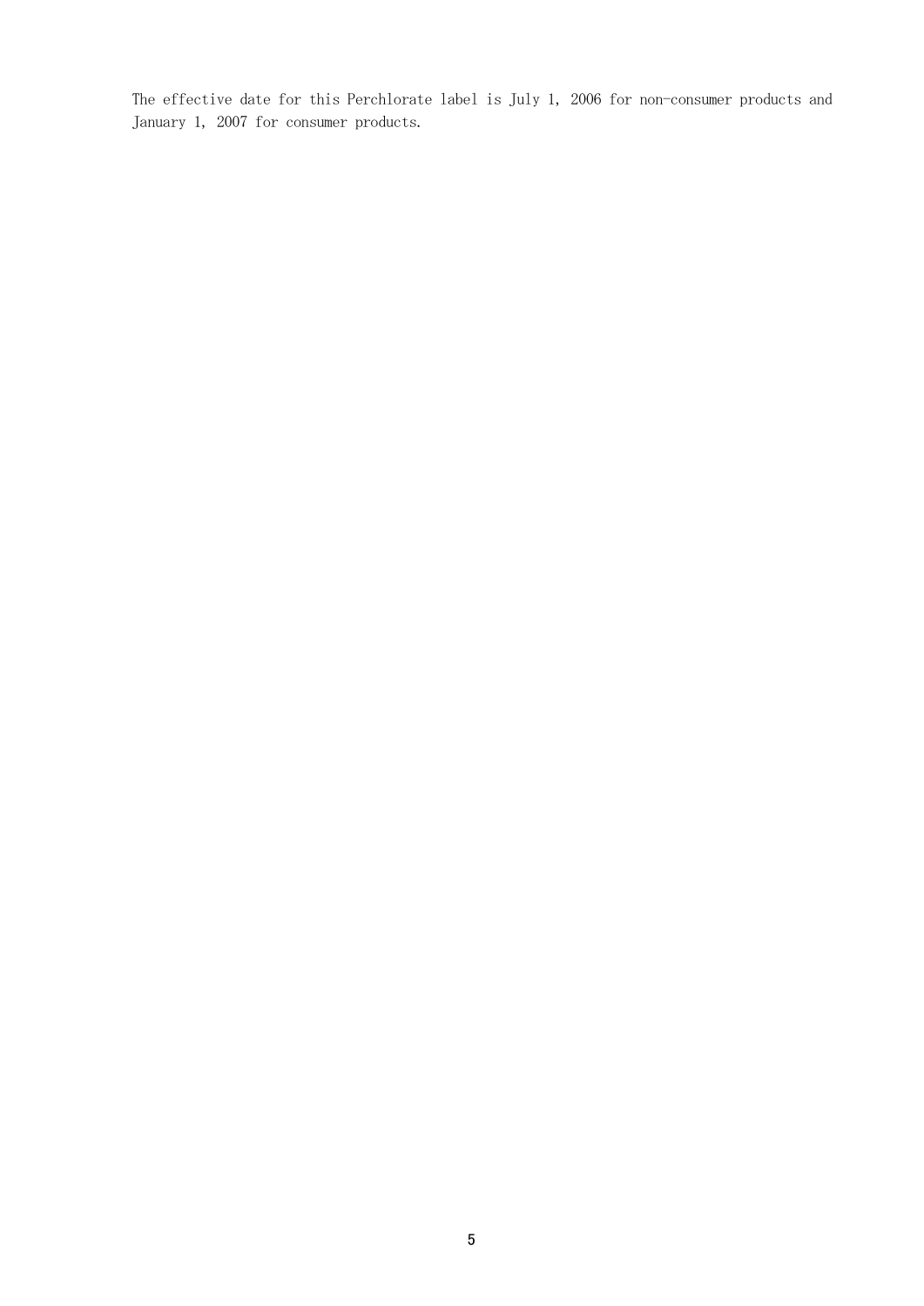The effective date for this Perchlorate label is July 1, 2006 for non-consumer products and January 1, 2007 for consumer products.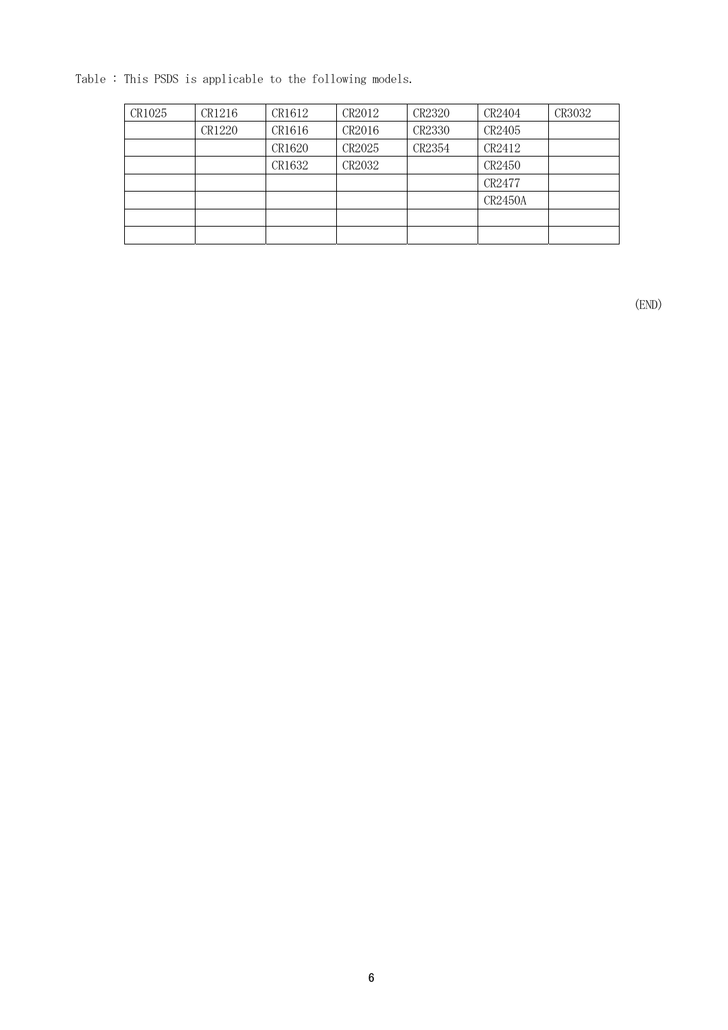Table : This PSDS is applicable to the following models.

| | | | | | | |
|---|---|---|---|---|---|---|
| CR1025 | CR1216 | CR1612 | CR2012 | CR2320 | CR2404 | CR3032 |
| | CR1220 | CR1616 | CR2016 | CR2330 | CR2405 | |
| | | CR1620 | CR2025 | CR2354 | CR2412 | |
| | | CR1632 | CR2032 | | CR2450 | |
| | | | | | CR2477 | |
| | | | | | CR2450A | |
| | | | | | | |
| | | | | | | |

(END)